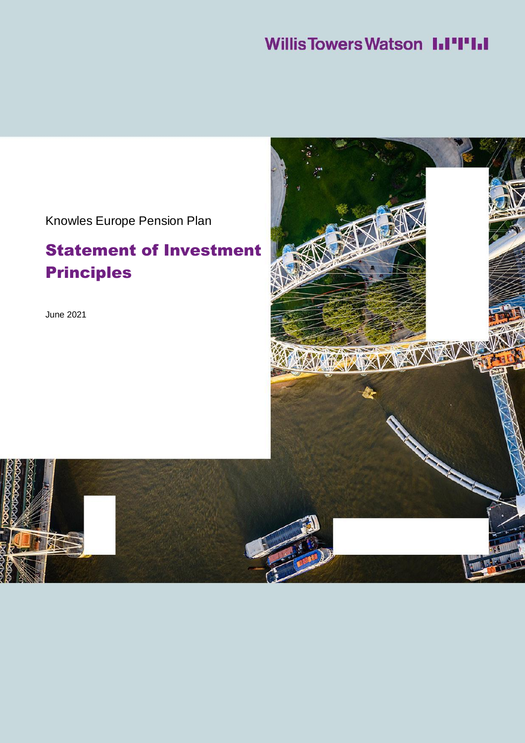Willis Towers Watson

Knowles Europe Pension Plan

# Statement of Investment Principles

June 2021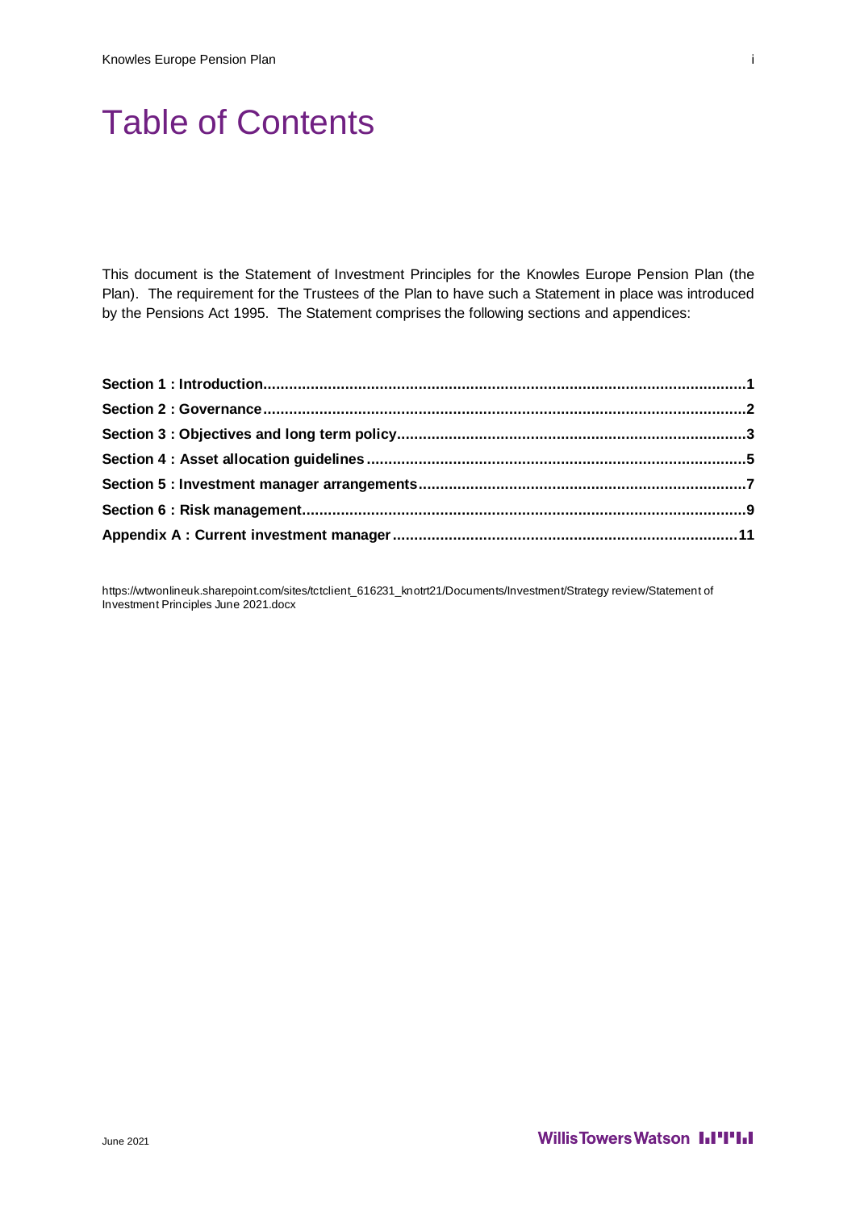# Table of Contents

This document is the Statement of Investment Principles for the Knowles Europe Pension Plan (the Plan). The requirement for the Trustees of the Plan to have such a Statement in place was introduced by the Pensions Act 1995. The Statement comprises the following sections and appendices:

**Section 1 : Introduction..........1**
**Section 2 : Governance..........2**
**Section 3 : Objectives and long term policy..........3**
**Section 4 : Asset allocation guidelines..........5**
**Section 5 : Investment manager arrangements..........7**
**Section 6 : Risk management..........9**
**Appendix A : Current investment manager..........11**

https://wtwonlineuk.sharepoint.com/sites/tctclient_616231_knotrt21/Documents/Investment/Strategy review/Statement of Investment Principles June 2021.docx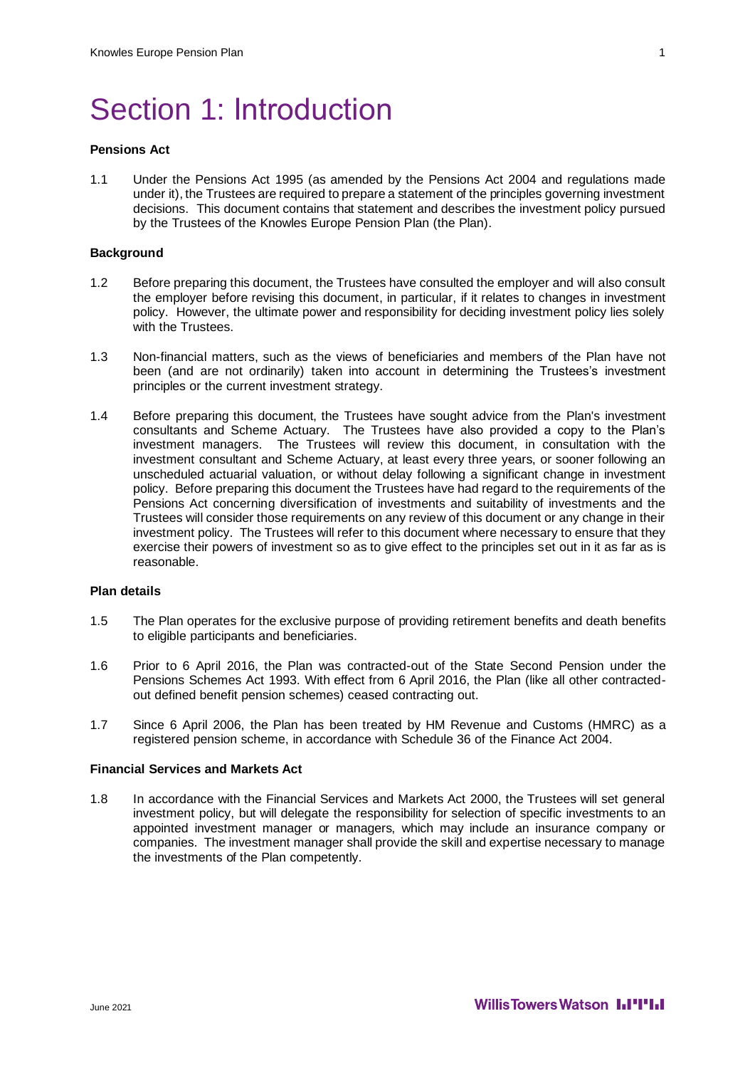# Section 1: Introduction

**Pensions Act**

1.1 Under the Pensions Act 1995 (as amended by the Pensions Act 2004 and regulations made under it), the Trustees are required to prepare a statement of the principles governing investment decisions. This document contains that statement and describes the investment policy pursued by the Trustees of the Knowles Europe Pension Plan (the Plan).

**Background**

1.2 Before preparing this document, the Trustees have consulted the employer and will also consult the employer before revising this document, in particular, if it relates to changes in investment policy. However, the ultimate power and responsibility for deciding investment policy lies solely with the Trustees.

1.3 Non-financial matters, such as the views of beneficiaries and members of the Plan have not been (and are not ordinarily) taken into account in determining the Trustees's investment principles or the current investment strategy.

1.4 Before preparing this document, the Trustees have sought advice from the Plan's investment consultants and Scheme Actuary. The Trustees have also provided a copy to the Plan's investment managers. The Trustees will review this document, in consultation with the investment consultant and Scheme Actuary, at least every three years, or sooner following an unscheduled actuarial valuation, or without delay following a significant change in investment policy. Before preparing this document the Trustees have had regard to the requirements of the Pensions Act concerning diversification of investments and suitability of investments and the Trustees will consider those requirements on any review of this document or any change in their investment policy. The Trustees will refer to this document where necessary to ensure that they exercise their powers of investment so as to give effect to the principles set out in it as far as is reasonable.

**Plan details**

1.5 The Plan operates for the exclusive purpose of providing retirement benefits and death benefits to eligible participants and beneficiaries.

1.6 Prior to 6 April 2016, the Plan was contracted-out of the State Second Pension under the Pensions Schemes Act 1993. With effect from 6 April 2016, the Plan (like all other contracted-out defined benefit pension schemes) ceased contracting out.

1.7 Since 6 April 2006, the Plan has been treated by HM Revenue and Customs (HMRC) as a registered pension scheme, in accordance with Schedule 36 of the Finance Act 2004.

**Financial Services and Markets Act**

1.8 In accordance with the Financial Services and Markets Act 2000, the Trustees will set general investment policy, but will delegate the responsibility for selection of specific investments to an appointed investment manager or managers, which may include an insurance company or companies. The investment manager shall provide the skill and expertise necessary to manage the investments of the Plan competently.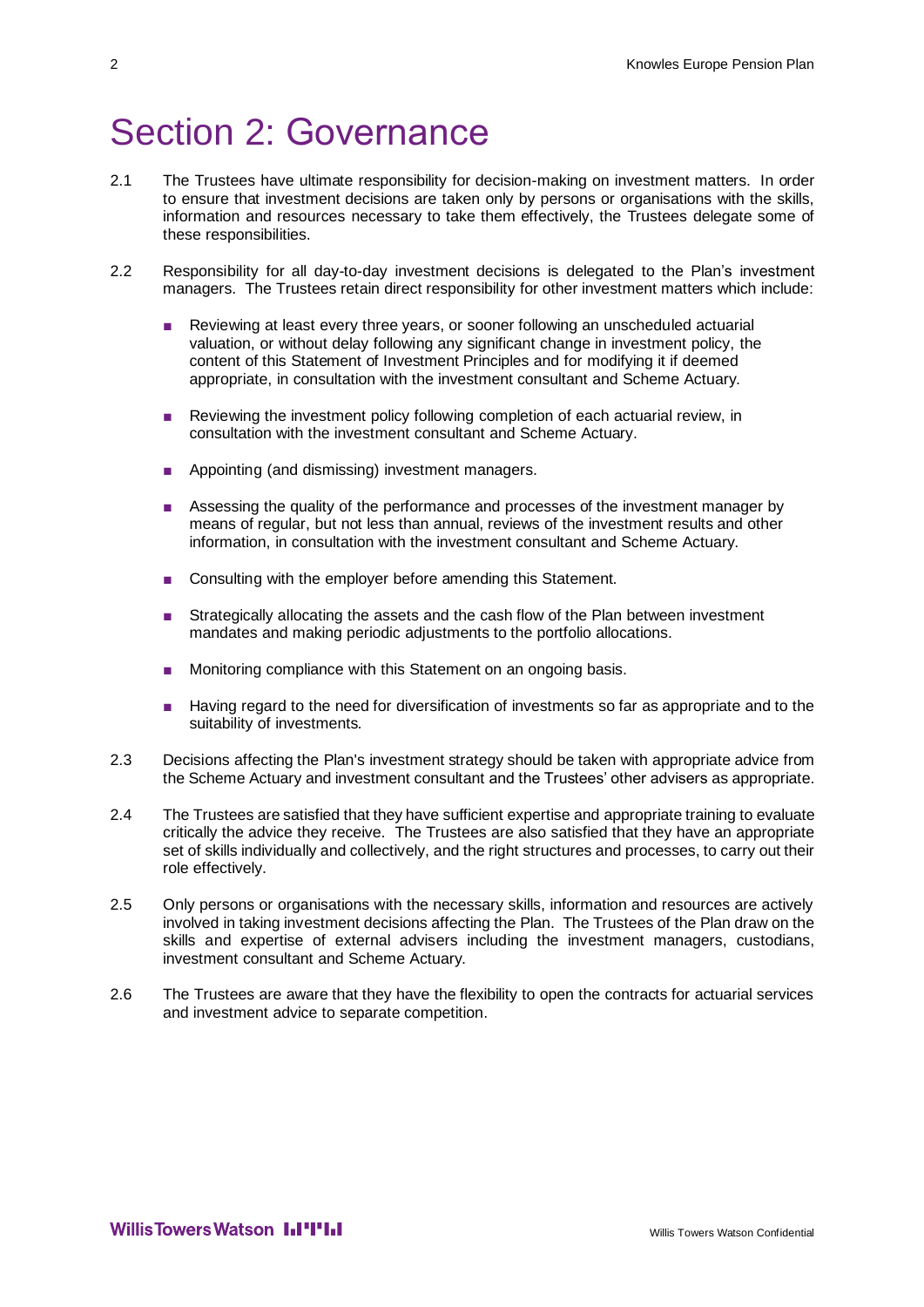# Section 2: Governance

2.1 The Trustees have ultimate responsibility for decision-making on investment matters. In order to ensure that investment decisions are taken only by persons or organisations with the skills, information and resources necessary to take them effectively, the Trustees delegate some of these responsibilities.

2.2 Responsibility for all day-to-day investment decisions is delegated to the Plan's investment managers. The Trustees retain direct responsibility for other investment matters which include:

- Reviewing at least every three years, or sooner following an unscheduled actuarial valuation, or without delay following any significant change in investment policy, the content of this Statement of Investment Principles and for modifying it if deemed appropriate, in consultation with the investment consultant and Scheme Actuary.
- Reviewing the investment policy following completion of each actuarial review, in consultation with the investment consultant and Scheme Actuary.
- Appointing (and dismissing) investment managers.
- Assessing the quality of the performance and processes of the investment manager by means of regular, but not less than annual, reviews of the investment results and other information, in consultation with the investment consultant and Scheme Actuary.
- Consulting with the employer before amending this Statement.
- Strategically allocating the assets and the cash flow of the Plan between investment mandates and making periodic adjustments to the portfolio allocations.
- Monitoring compliance with this Statement on an ongoing basis.
- Having regard to the need for diversification of investments so far as appropriate and to the suitability of investments.

2.3 Decisions affecting the Plan's investment strategy should be taken with appropriate advice from the Scheme Actuary and investment consultant and the Trustees' other advisers as appropriate.

2.4 The Trustees are satisfied that they have sufficient expertise and appropriate training to evaluate critically the advice they receive. The Trustees are also satisfied that they have an appropriate set of skills individually and collectively, and the right structures and processes, to carry out their role effectively.

2.5 Only persons or organisations with the necessary skills, information and resources are actively involved in taking investment decisions affecting the Plan. The Trustees of the Plan draw on the skills and expertise of external advisers including the investment managers, custodians, investment consultant and Scheme Actuary.

2.6 The Trustees are aware that they have the flexibility to open the contracts for actuarial services and investment advice to separate competition.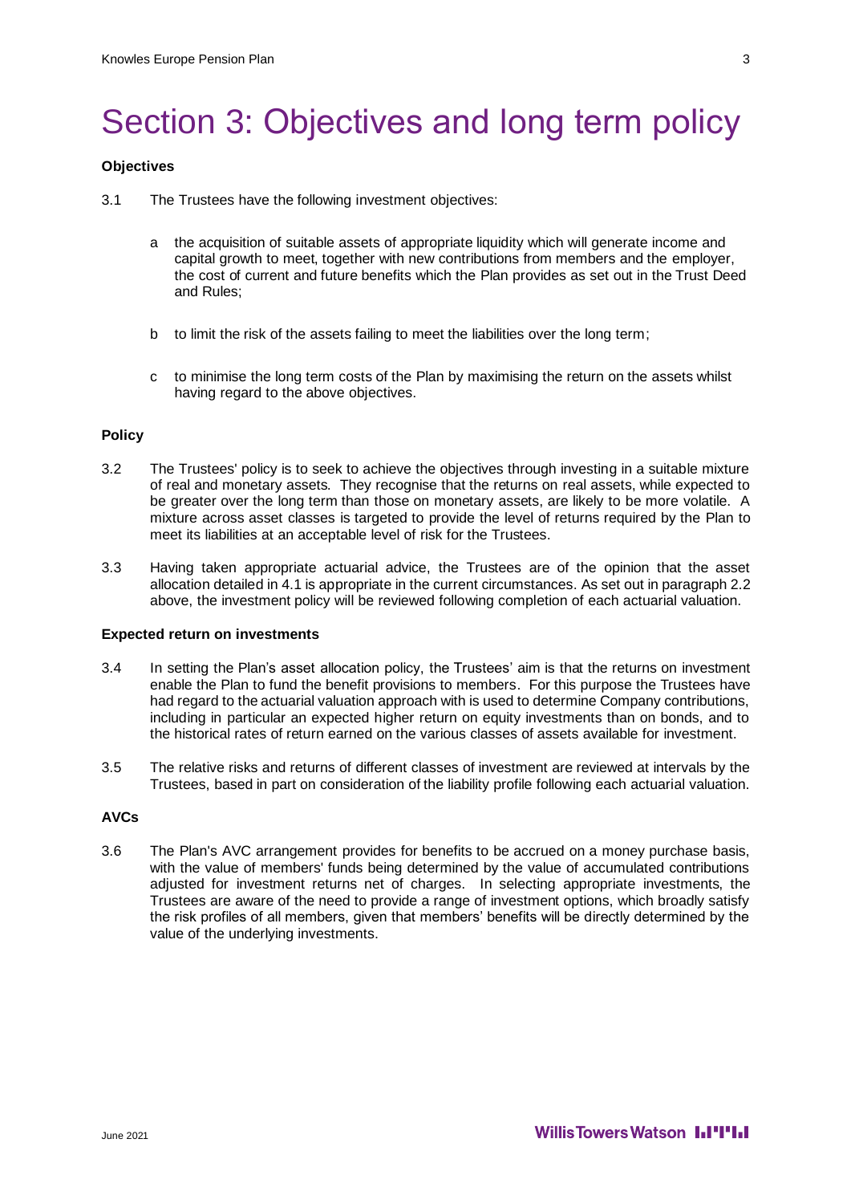# Section 3: Objectives and long term policy

### Objectives

3.1 The Trustees have the following investment objectives:

a the acquisition of suitable assets of appropriate liquidity which will generate income and capital growth to meet, together with new contributions from members and the employer, the cost of current and future benefits which the Plan provides as set out in the Trust Deed and Rules;

b to limit the risk of the assets failing to meet the liabilities over the long term;

c to minimise the long term costs of the Plan by maximising the return on the assets whilst having regard to the above objectives.

### Policy

3.2 The Trustees' policy is to seek to achieve the objectives through investing in a suitable mixture of real and monetary assets. They recognise that the returns on real assets, while expected to be greater over the long term than those on monetary assets, are likely to be more volatile. A mixture across asset classes is targeted to provide the level of returns required by the Plan to meet its liabilities at an acceptable level of risk for the Trustees.

3.3 Having taken appropriate actuarial advice, the Trustees are of the opinion that the asset allocation detailed in 4.1 is appropriate in the current circumstances. As set out in paragraph 2.2 above, the investment policy will be reviewed following completion of each actuarial valuation.

### Expected return on investments

3.4 In setting the Plan's asset allocation policy, the Trustees' aim is that the returns on investment enable the Plan to fund the benefit provisions to members. For this purpose the Trustees have had regard to the actuarial valuation approach with is used to determine Company contributions, including in particular an expected higher return on equity investments than on bonds, and to the historical rates of return earned on the various classes of assets available for investment.

3.5 The relative risks and returns of different classes of investment are reviewed at intervals by the Trustees, based in part on consideration of the liability profile following each actuarial valuation.

### AVCs

3.6 The Plan's AVC arrangement provides for benefits to be accrued on a money purchase basis, with the value of members' funds being determined by the value of accumulated contributions adjusted for investment returns net of charges. In selecting appropriate investments, the Trustees are aware of the need to provide a range of investment options, which broadly satisfy the risk profiles of all members, given that members' benefits will be directly determined by the value of the underlying investments.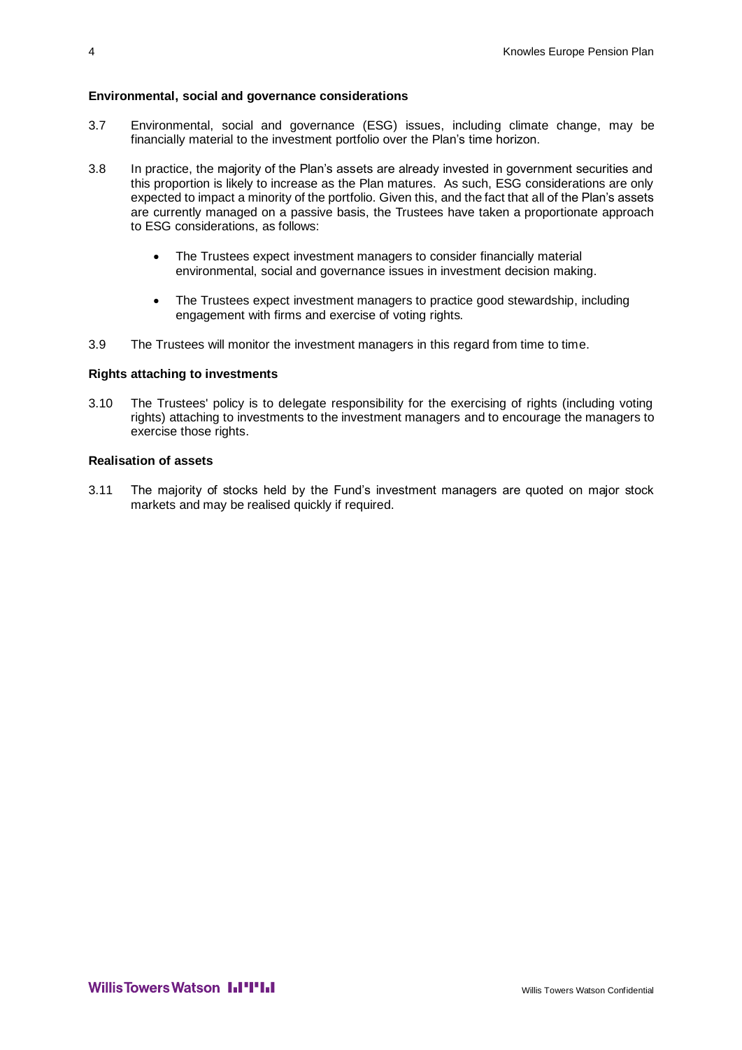### Environmental, social and governance considerations

3.7 Environmental, social and governance (ESG) issues, including climate change, may be financially material to the investment portfolio over the Plan's time horizon.

3.8 In practice, the majority of the Plan's assets are already invested in government securities and this proportion is likely to increase as the Plan matures. As such, ESG considerations are only expected to impact a minority of the portfolio. Given this, and the fact that all of the Plan's assets are currently managed on a passive basis, the Trustees have taken a proportionate approach to ESG considerations, as follows:

- The Trustees expect investment managers to consider financially material environmental, social and governance issues in investment decision making.
- The Trustees expect investment managers to practice good stewardship, including engagement with firms and exercise of voting rights.

3.9 The Trustees will monitor the investment managers in this regard from time to time.

### Rights attaching to investments

3.10 The Trustees' policy is to delegate responsibility for the exercising of rights (including voting rights) attaching to investments to the investment managers and to encourage the managers to exercise those rights.

### Realisation of assets

3.11 The majority of stocks held by the Fund's investment managers are quoted on major stock markets and may be realised quickly if required.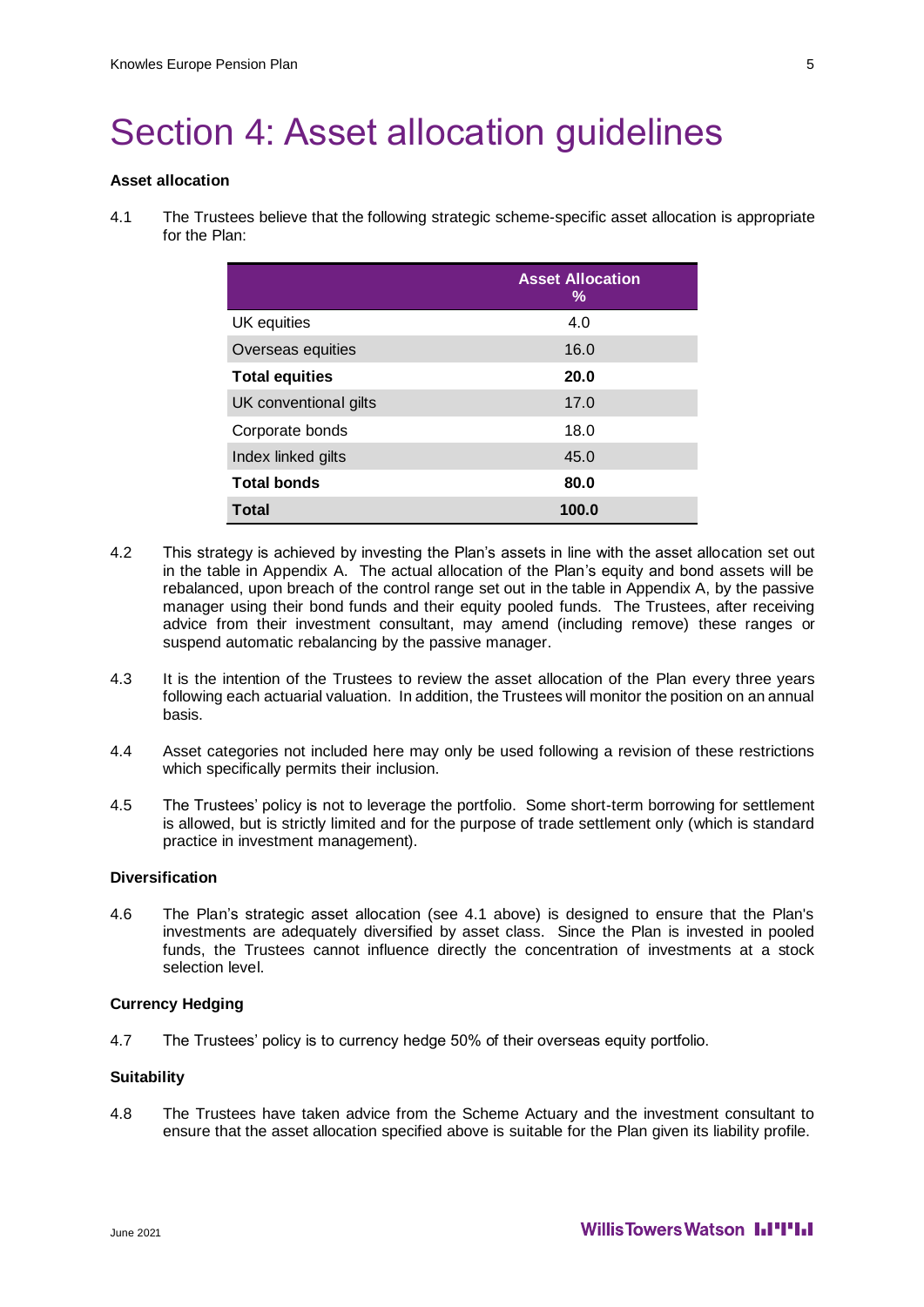# Section 4: Asset allocation guidelines

**Asset allocation**

4.1 The Trustees believe that the following strategic scheme-specific asset allocation is appropriate for the Plan:

| | Asset Allocation % |
|---|---|
| UK equities | 4.0 |
| Overseas equities | 16.0 |
| **Total equities** | **20.0** |
| UK conventional gilts | 17.0 |
| Corporate bonds | 18.0 |
| Index linked gilts | 45.0 |
| **Total bonds** | **80.0** |
| **Total** | **100.0** |

4.2 This strategy is achieved by investing the Plan's assets in line with the asset allocation set out in the table in Appendix A. The actual allocation of the Plan's equity and bond assets will be rebalanced, upon breach of the control range set out in the table in Appendix A, by the passive manager using their bond funds and their equity pooled funds. The Trustees, after receiving advice from their investment consultant, may amend (including remove) these ranges or suspend automatic rebalancing by the passive manager.

4.3 It is the intention of the Trustees to review the asset allocation of the Plan every three years following each actuarial valuation. In addition, the Trustees will monitor the position on an annual basis.

4.4 Asset categories not included here may only be used following a revision of these restrictions which specifically permits their inclusion.

4.5 The Trustees' policy is not to leverage the portfolio. Some short-term borrowing for settlement is allowed, but is strictly limited and for the purpose of trade settlement only (which is standard practice in investment management).

**Diversification**

4.6 The Plan's strategic asset allocation (see 4.1 above) is designed to ensure that the Plan's investments are adequately diversified by asset class. Since the Plan is invested in pooled funds, the Trustees cannot influence directly the concentration of investments at a stock selection level.

**Currency Hedging**

4.7 The Trustees' policy is to currency hedge 50% of their overseas equity portfolio.

**Suitability**

4.8 The Trustees have taken advice from the Scheme Actuary and the investment consultant to ensure that the asset allocation specified above is suitable for the Plan given its liability profile.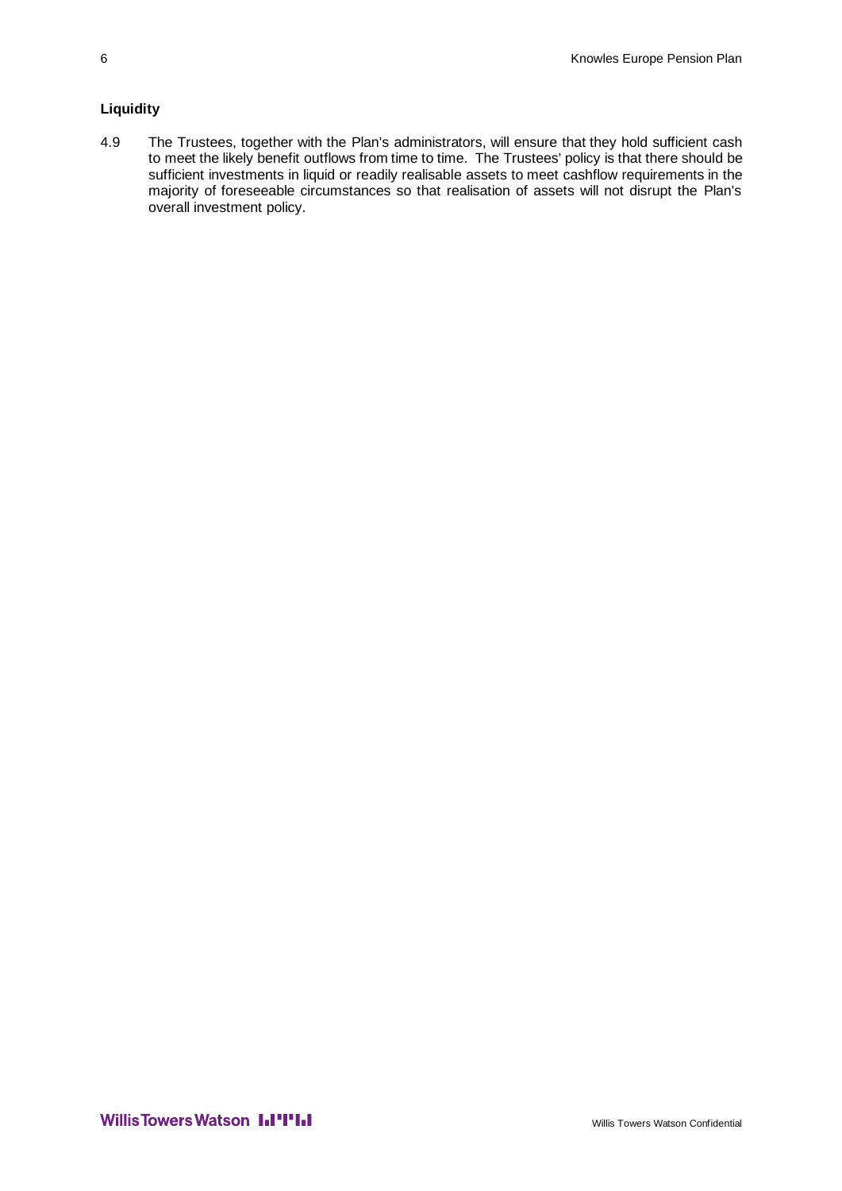**Liquidity**

4.9 The Trustees, together with the Plan's administrators, will ensure that they hold sufficient cash to meet the likely benefit outflows from time to time. The Trustees' policy is that there should be sufficient investments in liquid or readily realisable assets to meet cashflow requirements in the majority of foreseeable circumstances so that realisation of assets will not disrupt the Plan's overall investment policy.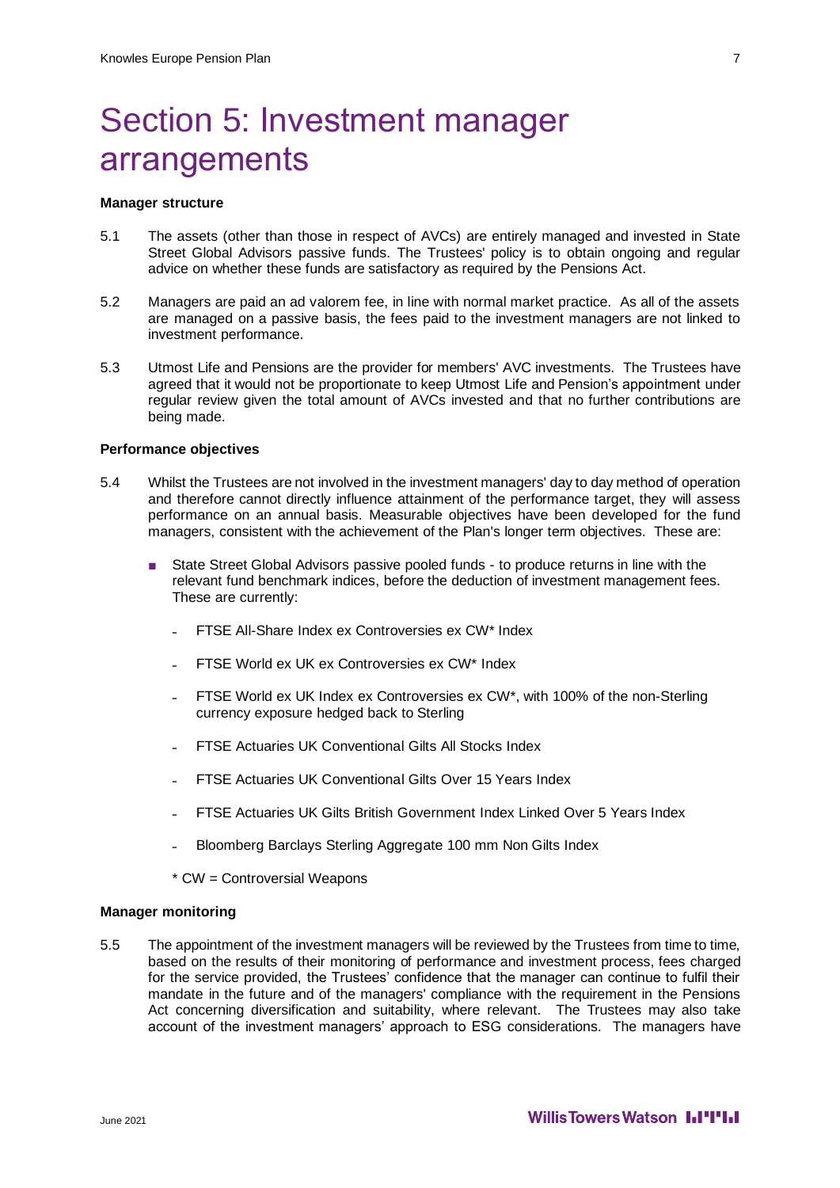# Section 5: Investment manager arrangements

**Manager structure**

5.1 The assets (other than those in respect of AVCs) are entirely managed and invested in State Street Global Advisors passive funds. The Trustees' policy is to obtain ongoing and regular advice on whether these funds are satisfactory as required by the Pensions Act.

5.2 Managers are paid an ad valorem fee, in line with normal market practice. As all of the assets are managed on a passive basis, the fees paid to the investment managers are not linked to investment performance.

5.3 Utmost Life and Pensions are the provider for members' AVC investments. The Trustees have agreed that it would not be proportionate to keep Utmost Life and Pension's appointment under regular review given the total amount of AVCs invested and that no further contributions are being made.

**Performance objectives**

5.4 Whilst the Trustees are not involved in the investment managers' day to day method of operation and therefore cannot directly influence attainment of the performance target, they will assess performance on an annual basis. Measurable objectives have been developed for the fund managers, consistent with the achievement of the Plan's longer term objectives. These are:

- State Street Global Advisors passive pooled funds - to produce returns in line with the relevant fund benchmark indices, before the deduction of investment management fees. These are currently:
  - FTSE All-Share Index ex Controversies ex CW* Index
  - FTSE World ex UK ex Controversies ex CW* Index
  - FTSE World ex UK Index ex Controversies ex CW*, with 100% of the non-Sterling currency exposure hedged back to Sterling
  - FTSE Actuaries UK Conventional Gilts All Stocks Index
  - FTSE Actuaries UK Conventional Gilts Over 15 Years Index
  - FTSE Actuaries UK Gilts British Government Index Linked Over 5 Years Index
  - Bloomberg Barclays Sterling Aggregate 100 mm Non Gilts Index

  \* CW = Controversial Weapons

**Manager monitoring**

5.5 The appointment of the investment managers will be reviewed by the Trustees from time to time, based on the results of their monitoring of performance and investment process, fees charged for the service provided, the Trustees' confidence that the manager can continue to fulfil their mandate in the future and of the managers' compliance with the requirement in the Pensions Act concerning diversification and suitability, where relevant. The Trustees may also take account of the investment managers' approach to ESG considerations. The managers have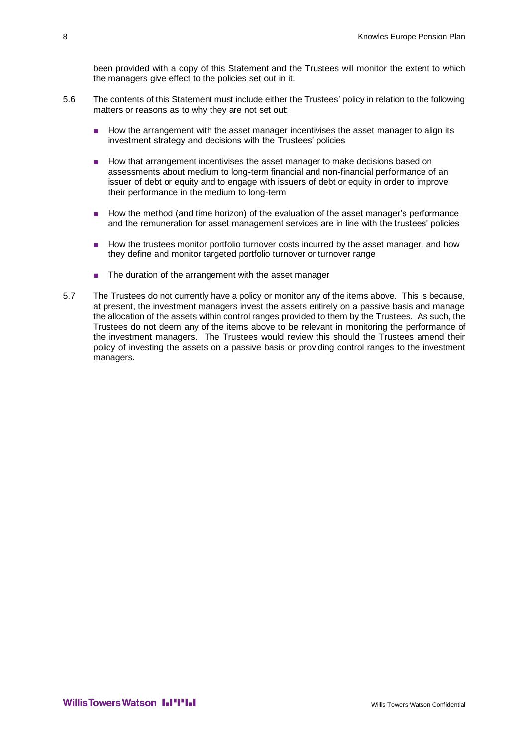been provided with a copy of this Statement and the Trustees will monitor the extent to which the managers give effect to the policies set out in it.

5.6 The contents of this Statement must include either the Trustees' policy in relation to the following matters or reasons as to why they are not set out:

- How the arrangement with the asset manager incentivises the asset manager to align its investment strategy and decisions with the Trustees' policies
- How that arrangement incentivises the asset manager to make decisions based on assessments about medium to long-term financial and non-financial performance of an issuer of debt or equity and to engage with issuers of debt or equity in order to improve their performance in the medium to long-term
- How the method (and time horizon) of the evaluation of the asset manager's performance and the remuneration for asset management services are in line with the trustees' policies
- How the trustees monitor portfolio turnover costs incurred by the asset manager, and how they define and monitor targeted portfolio turnover or turnover range
- The duration of the arrangement with the asset manager

5.7 The Trustees do not currently have a policy or monitor any of the items above. This is because, at present, the investment managers invest the assets entirely on a passive basis and manage the allocation of the assets within control ranges provided to them by the Trustees. As such, the Trustees do not deem any of the items above to be relevant in monitoring the performance of the investment managers. The Trustees would review this should the Trustees amend their policy of investing the assets on a passive basis or providing control ranges to the investment managers.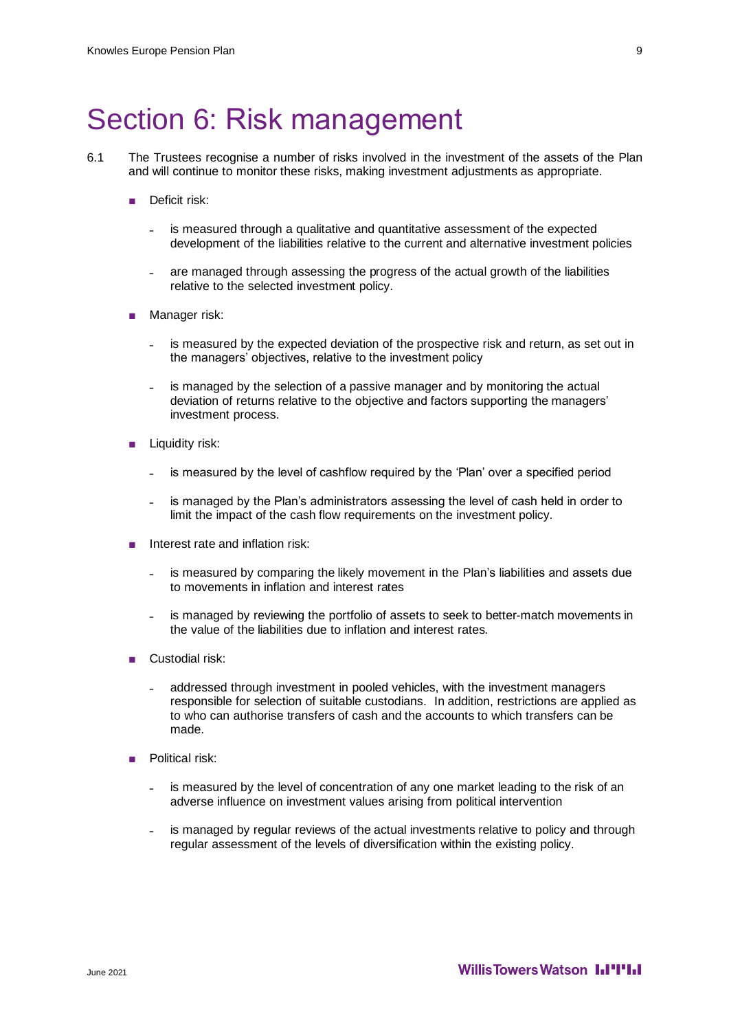# Section 6: Risk management

6.1 The Trustees recognise a number of risks involved in the investment of the assets of the Plan and will continue to monitor these risks, making investment adjustments as appropriate.

- Deficit risk:
  - is measured through a qualitative and quantitative assessment of the expected development of the liabilities relative to the current and alternative investment policies
  - are managed through assessing the progress of the actual growth of the liabilities relative to the selected investment policy.
- Manager risk:
  - is measured by the expected deviation of the prospective risk and return, as set out in the managers' objectives, relative to the investment policy
  - is managed by the selection of a passive manager and by monitoring the actual deviation of returns relative to the objective and factors supporting the managers' investment process.
- Liquidity risk:
  - is measured by the level of cashflow required by the 'Plan' over a specified period
  - is managed by the Plan's administrators assessing the level of cash held in order to limit the impact of the cash flow requirements on the investment policy.
- Interest rate and inflation risk:
  - is measured by comparing the likely movement in the Plan's liabilities and assets due to movements in inflation and interest rates
  - is managed by reviewing the portfolio of assets to seek to better-match movements in the value of the liabilities due to inflation and interest rates.
- Custodial risk:
  - addressed through investment in pooled vehicles, with the investment managers responsible for selection of suitable custodians. In addition, restrictions are applied as to who can authorise transfers of cash and the accounts to which transfers can be made.
- Political risk:
  - is measured by the level of concentration of any one market leading to the risk of an adverse influence on investment values arising from political intervention
  - is managed by regular reviews of the actual investments relative to policy and through regular assessment of the levels of diversification within the existing policy.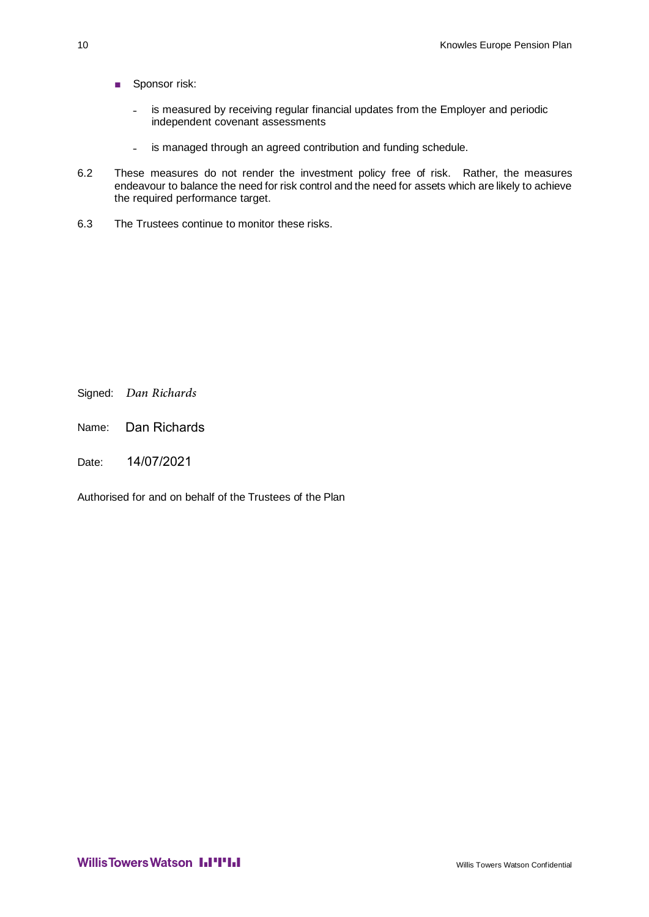- Sponsor risk:
  - is measured by receiving regular financial updates from the Employer and periodic independent covenant assessments
  - is managed through an agreed contribution and funding schedule.

6.2 These measures do not render the investment policy free of risk. Rather, the measures endeavour to balance the need for risk control and the need for assets which are likely to achieve the required performance target.

6.3 The Trustees continue to monitor these risks.

Signed: *Dan Richards*

Name: Dan Richards

Date: 14/07/2021

Authorised for and on behalf of the Trustees of the Plan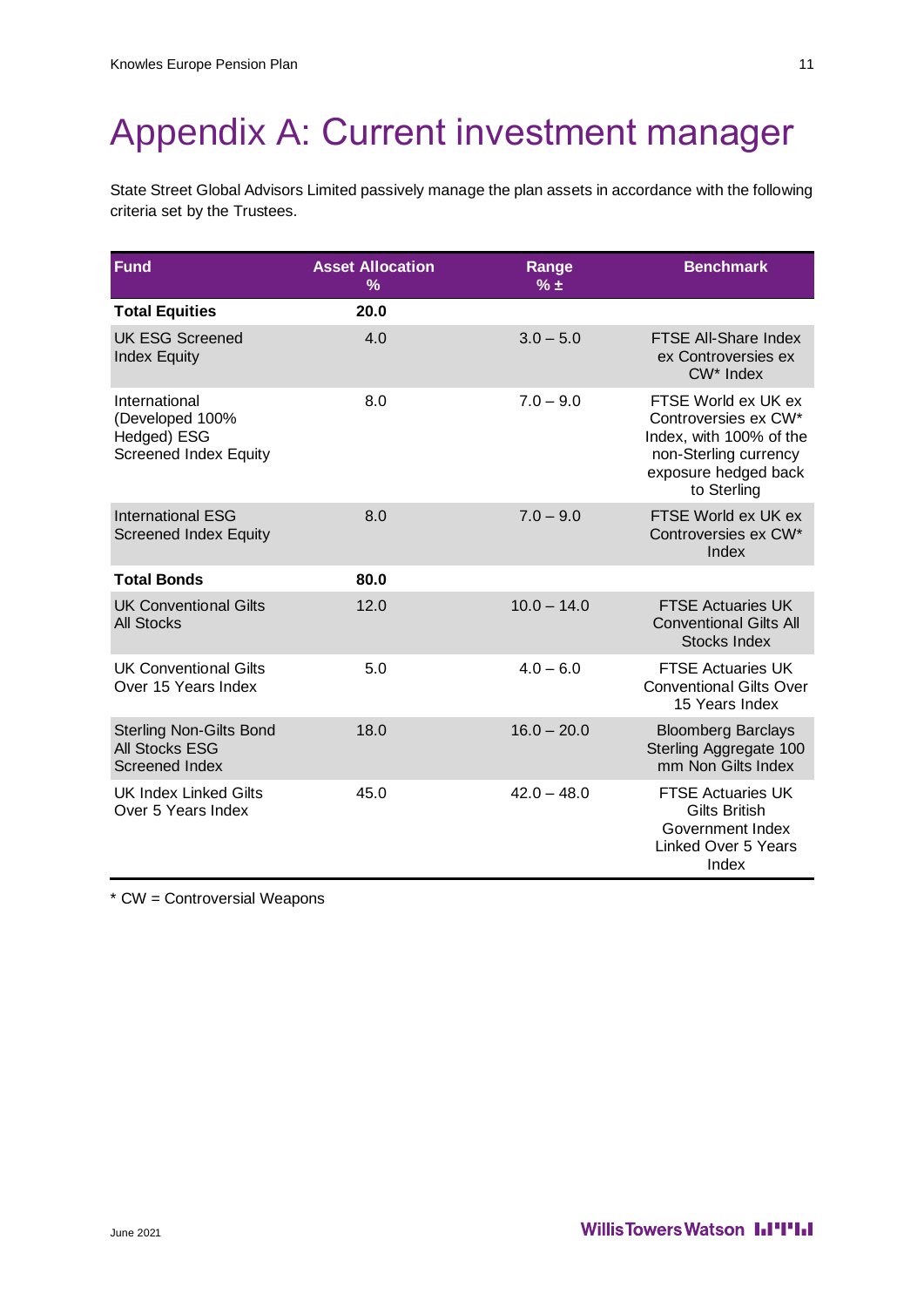# Appendix A: Current investment manager

State Street Global Advisors Limited passively manage the plan assets in accordance with the following criteria set by the Trustees.

| Fund | Asset Allocation % | Range % ± | Benchmark |
|---|---|---|---|
| **Total Equities** | **20.0** | | |
| UK ESG Screened Index Equity | 4.0 | 3.0 – 5.0 | FTSE All-Share Index ex Controversies ex CW* Index |
| International (Developed 100% Hedged) ESG Screened Index Equity | 8.0 | 7.0 – 9.0 | FTSE World ex UK ex Controversies ex CW* Index, with 100% of the non-Sterling currency exposure hedged back to Sterling |
| International ESG Screened Index Equity | 8.0 | 7.0 – 9.0 | FTSE World ex UK ex Controversies ex CW* Index |
| **Total Bonds** | **80.0** | | |
| UK Conventional Gilts All Stocks | 12.0 | 10.0 – 14.0 | FTSE Actuaries UK Conventional Gilts All Stocks Index |
| UK Conventional Gilts Over 15 Years Index | 5.0 | 4.0 – 6.0 | FTSE Actuaries UK Conventional Gilts Over 15 Years Index |
| Sterling Non-Gilts Bond All Stocks ESG Screened Index | 18.0 | 16.0 – 20.0 | Bloomberg Barclays Sterling Aggregate 100 mm Non Gilts Index |
| UK Index Linked Gilts Over 5 Years Index | 45.0 | 42.0 – 48.0 | FTSE Actuaries UK Gilts British Government Index Linked Over 5 Years Index |

* CW = Controversial Weapons